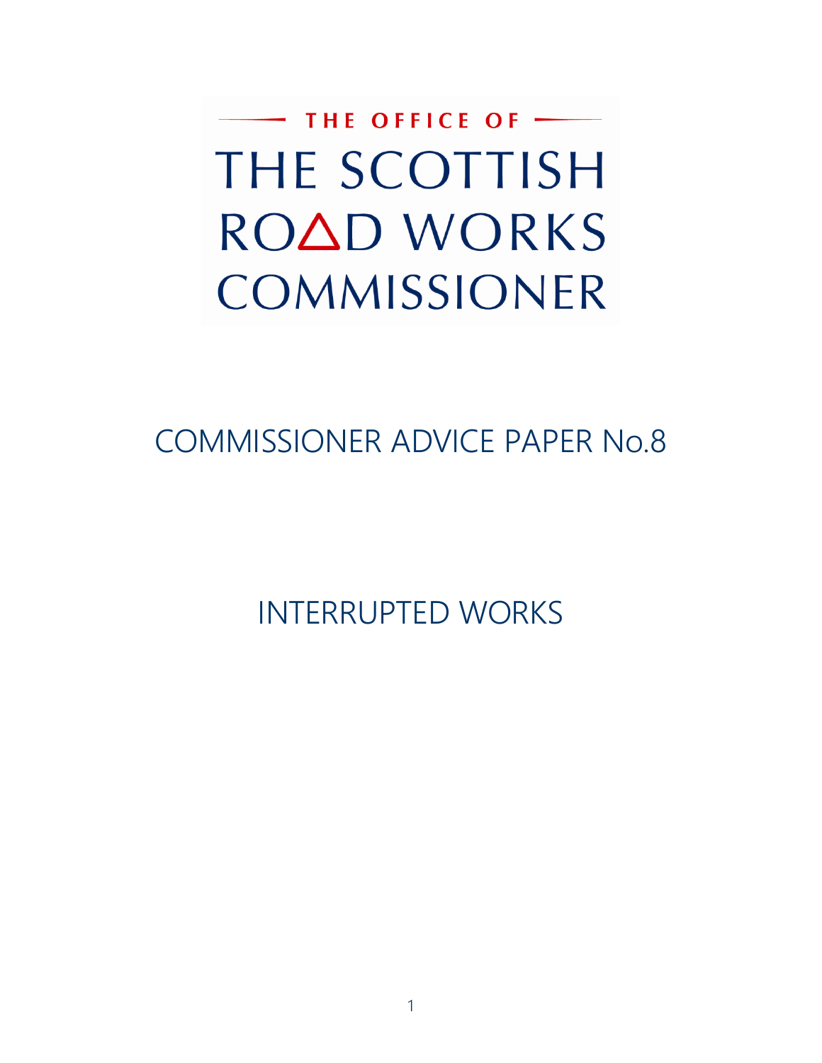THE OFFICE OF

THE SCOTTISH ROAD WORKS COMMISSIONER

# COMMISSIONER ADVICE PAPER No.8

# INTERRUPTED WORKS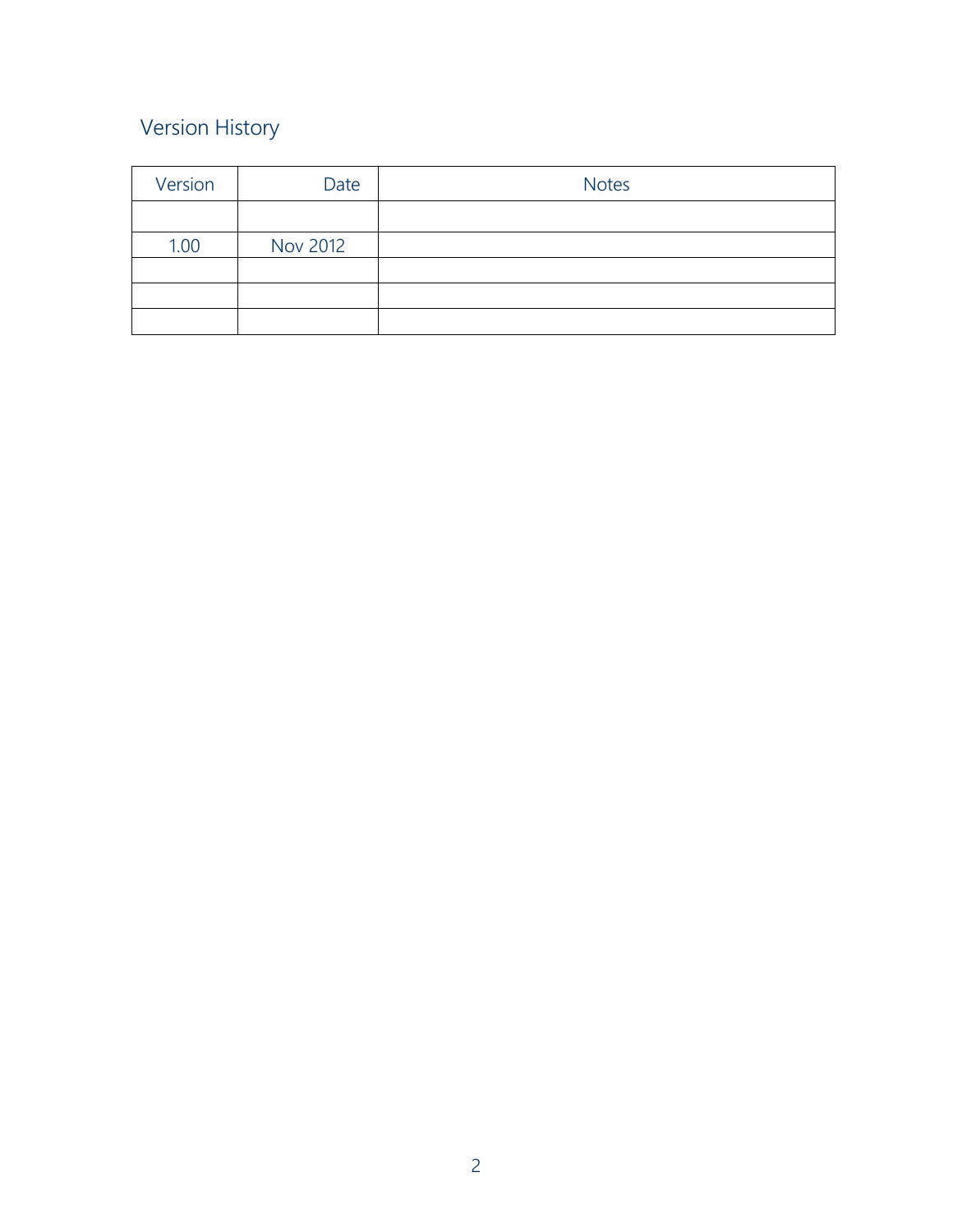## Version History

| Version | Date | Notes |
|---|---|---|
| | | |
| 1.00 | Nov 2012 | |
| | | |
| | | |
| | | |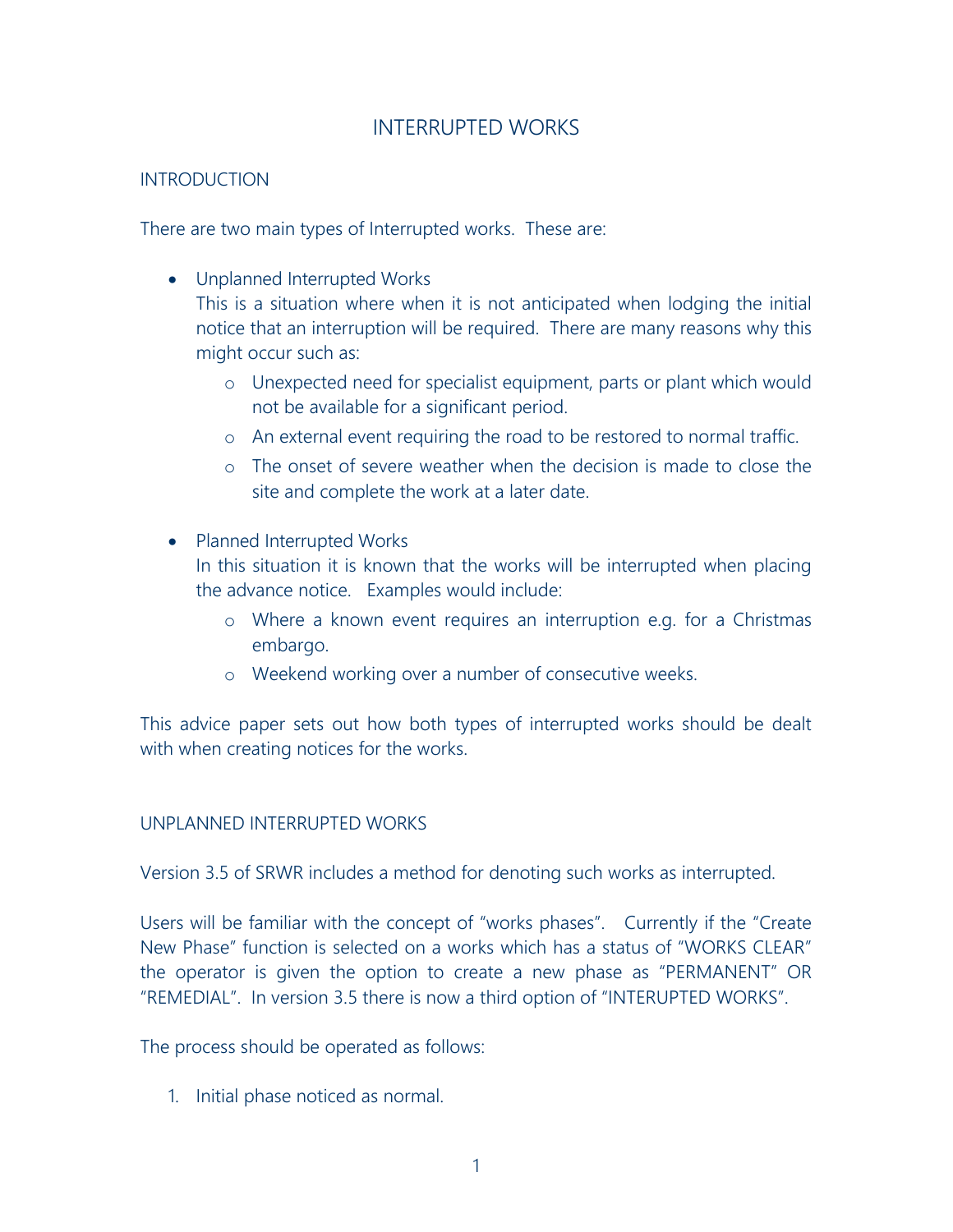# INTERRUPTED WORKS

## INTRODUCTION

There are two main types of Interrupted works. These are:

- Unplanned Interrupted Works
  This is a situation where when it is not anticipated when lodging the initial notice that an interruption will be required. There are many reasons why this might occur such as:
  - Unexpected need for specialist equipment, parts or plant which would not be available for a significant period.
  - An external event requiring the road to be restored to normal traffic.
  - The onset of severe weather when the decision is made to close the site and complete the work at a later date.

- Planned Interrupted Works
  In this situation it is known that the works will be interrupted when placing the advance notice. Examples would include:
  - Where a known event requires an interruption e.g. for a Christmas embargo.
  - Weekend working over a number of consecutive weeks.

This advice paper sets out how both types of interrupted works should be dealt with when creating notices for the works.

## UNPLANNED INTERRUPTED WORKS

Version 3.5 of SRWR includes a method for denoting such works as interrupted.

Users will be familiar with the concept of "works phases". Currently if the "Create New Phase" function is selected on a works which has a status of "WORKS CLEAR" the operator is given the option to create a new phase as "PERMANENT" OR "REMEDIAL". In version 3.5 there is now a third option of "INTERUPTED WORKS".

The process should be operated as follows:

1. Initial phase noticed as normal.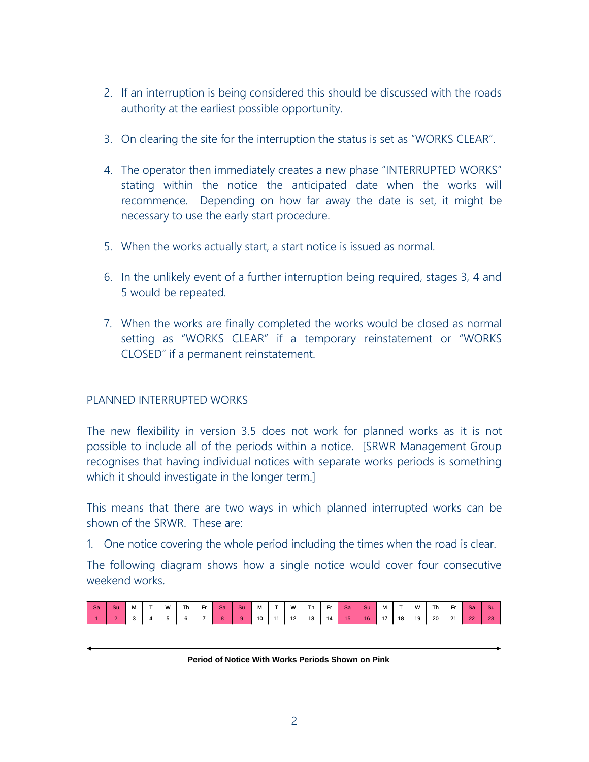2. If an interruption is being considered this should be discussed with the roads authority at the earliest possible opportunity.

3. On clearing the site for the interruption the status is set as "WORKS CLEAR".

4. The operator then immediately creates a new phase "INTERRUPTED WORKS" stating within the notice the anticipated date when the works will recommence. Depending on how far away the date is set, it might be necessary to use the early start procedure.

5. When the works actually start, a start notice is issued as normal.

6. In the unlikely event of a further interruption being required, stages 3, 4 and 5 would be repeated.

7. When the works are finally completed the works would be closed as normal setting as "WORKS CLEAR" if a temporary reinstatement or "WORKS CLOSED" if a permanent reinstatement.

## PLANNED INTERRUPTED WORKS

The new flexibility in version 3.5 does not work for planned works as it is not possible to include all of the periods within a notice. [SRWR Management Group recognises that having individual notices with separate works periods is something which it should investigate in the longer term.]

This means that there are two ways in which planned interrupted works can be shown of the SRWR. These are:

1. One notice covering the whole period including the times when the road is clear.

The following diagram shows how a single notice would cover four consecutive weekend works.

| Sa | Su | M | T | W | Th | Fr | Sa | Su | M | T | W | Th | Fr | Sa | Su | M | T | W | Th | Fr | Sa | Su |
|---|---|---|---|---|---|---|---|---|---|---|---|---|---|---|---|---|---|---|---|---|---|---|
| 1 | 2 | 3 | 4 | 5 | 6 | 7 | 8 | 9 | 10 | 11 | 12 | 13 | 14 | 15 | 16 | 17 | 18 | 19 | 20 | 21 | 22 | 23 |

**Period of Notice With Works Periods Shown on Pink**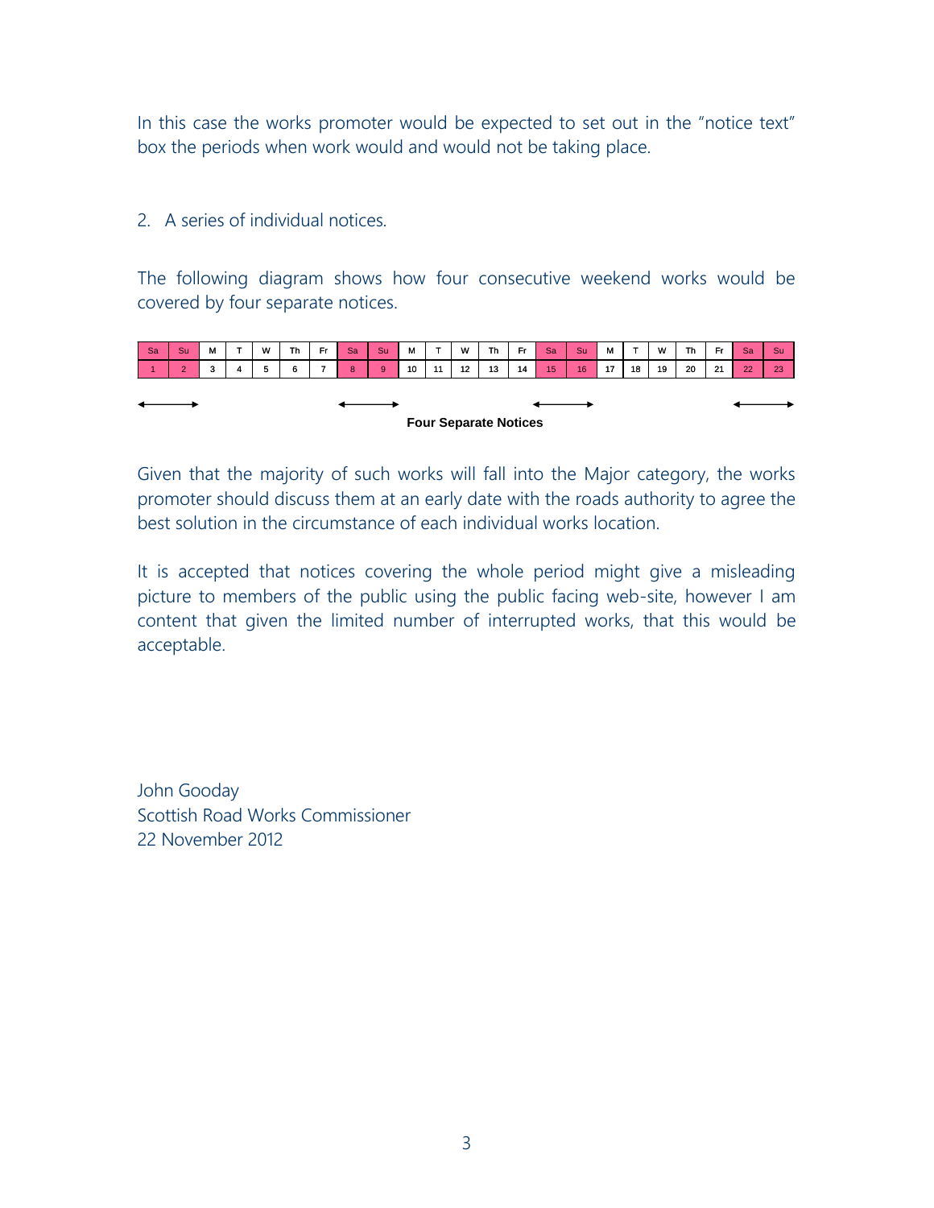In this case the works promoter would be expected to set out in the "notice text" box the periods when work would and would not be taking place.

2. A series of individual notices.

The following diagram shows how four consecutive weekend works would be covered by four separate notices.

| | | | | | | | | | | | | | | | | | | | | | | |
|---|---|---|---|---|---|---|---|---|---|---|---|---|---|---|---|---|---|---|---|---|---|---|
| Sa | Su | M | T | W | Th | Fr | Sa | Su | M | T | W | Th | Fr | Sa | Su | M | T | W | Th | Fr | Sa | Su |
| 1 | 2 | 3 | 4 | 5 | 6 | 7 | 8 | 9 | 10 | 11 | 12 | 13 | 14 | 15 | 16 | 17 | 18 | 19 | 20 | 21 | 22 | 23 |

**Four Separate Notices**

Given that the majority of such works will fall into the Major category, the works promoter should discuss them at an early date with the roads authority to agree the best solution in the circumstance of each individual works location.

It is accepted that notices covering the whole period might give a misleading picture to members of the public using the public facing web-site, however I am content that given the limited number of interrupted works, that this would be acceptable.

John Gooday
Scottish Road Works Commissioner
22 November 2012